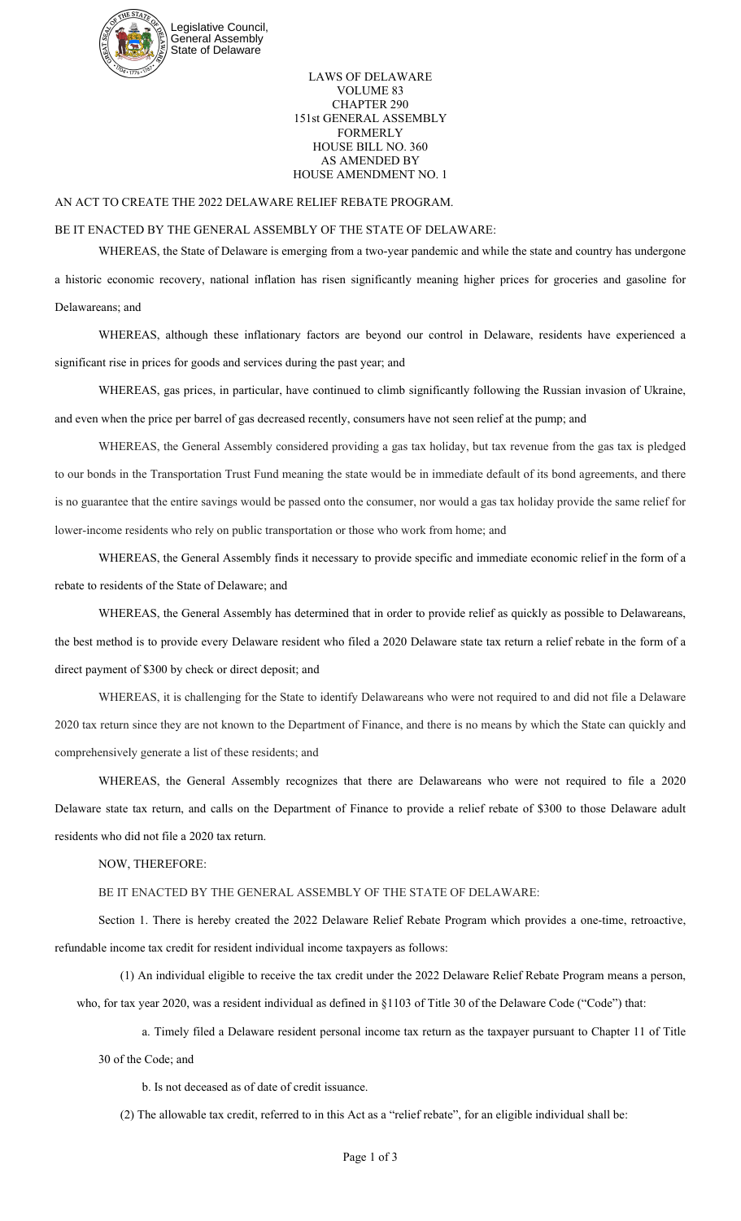Legislative Council,
General Assembly
State of Delaware

LAWS OF DELAWARE
VOLUME 83
CHAPTER 290
151st GENERAL ASSEMBLY
FORMERLY
HOUSE BILL NO. 360
AS AMENDED BY
HOUSE AMENDMENT NO. 1

AN ACT TO CREATE THE 2022 DELAWARE RELIEF REBATE PROGRAM.

BE IT ENACTED BY THE GENERAL ASSEMBLY OF THE STATE OF DELAWARE:

WHEREAS, the State of Delaware is emerging from a two-year pandemic and while the state and country has undergone a historic economic recovery, national inflation has risen significantly meaning higher prices for groceries and gasoline for Delawareans; and

WHEREAS, although these inflationary factors are beyond our control in Delaware, residents have experienced a significant rise in prices for goods and services during the past year; and

WHEREAS, gas prices, in particular, have continued to climb significantly following the Russian invasion of Ukraine, and even when the price per barrel of gas decreased recently, consumers have not seen relief at the pump; and

WHEREAS, the General Assembly considered providing a gas tax holiday, but tax revenue from the gas tax is pledged to our bonds in the Transportation Trust Fund meaning the state would be in immediate default of its bond agreements, and there is no guarantee that the entire savings would be passed onto the consumer, nor would a gas tax holiday provide the same relief for lower-income residents who rely on public transportation or those who work from home; and

WHEREAS, the General Assembly finds it necessary to provide specific and immediate economic relief in the form of a rebate to residents of the State of Delaware; and

WHEREAS, the General Assembly has determined that in order to provide relief as quickly as possible to Delawareans, the best method is to provide every Delaware resident who filed a 2020 Delaware state tax return a relief rebate in the form of a direct payment of $300 by check or direct deposit; and

WHEREAS, it is challenging for the State to identify Delawareans who were not required to and did not file a Delaware 2020 tax return since they are not known to the Department of Finance, and there is no means by which the State can quickly and comprehensively generate a list of these residents; and

WHEREAS, the General Assembly recognizes that there are Delawareans who were not required to file a 2020 Delaware state tax return, and calls on the Department of Finance to provide a relief rebate of $300 to those Delaware adult residents who did not file a 2020 tax return.

NOW, THEREFORE:

BE IT ENACTED BY THE GENERAL ASSEMBLY OF THE STATE OF DELAWARE:

Section 1. There is hereby created the 2022 Delaware Relief Rebate Program which provides a one-time, retroactive, refundable income tax credit for resident individual income taxpayers as follows:

(1) An individual eligible to receive the tax credit under the 2022 Delaware Relief Rebate Program means a person, who, for tax year 2020, was a resident individual as defined in §1103 of Title 30 of the Delaware Code ("Code") that:

a. Timely filed a Delaware resident personal income tax return as the taxpayer pursuant to Chapter 11 of Title 30 of the Code; and

b. Is not deceased as of date of credit issuance.

(2) The allowable tax credit, referred to in this Act as a "relief rebate", for an eligible individual shall be: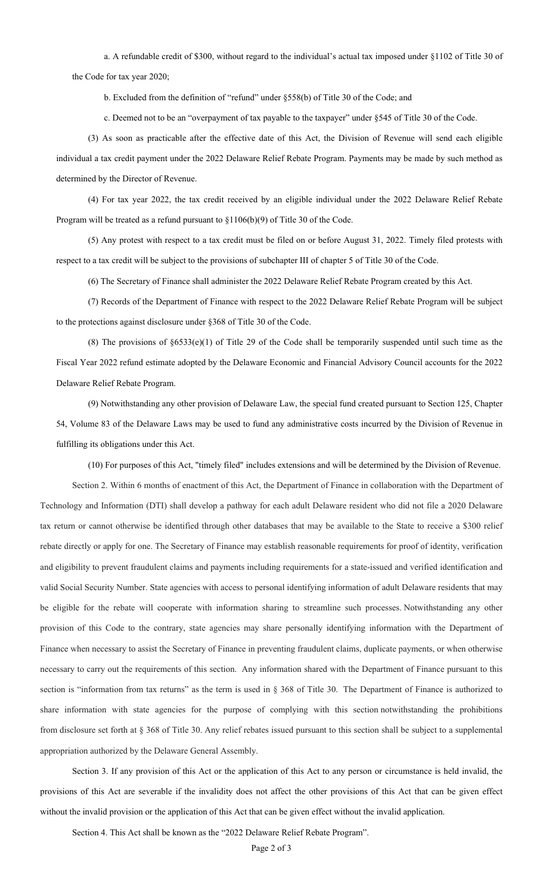a. A refundable credit of $300, without regard to the individual's actual tax imposed under §1102 of Title 30 of the Code for tax year 2020;

b. Excluded from the definition of "refund" under §558(b) of Title 30 of the Code; and

c. Deemed not to be an "overpayment of tax payable to the taxpayer" under §545 of Title 30 of the Code.

(3) As soon as practicable after the effective date of this Act, the Division of Revenue will send each eligible individual a tax credit payment under the 2022 Delaware Relief Rebate Program. Payments may be made by such method as determined by the Director of Revenue.

(4) For tax year 2022, the tax credit received by an eligible individual under the 2022 Delaware Relief Rebate Program will be treated as a refund pursuant to §1106(b)(9) of Title 30 of the Code.

(5) Any protest with respect to a tax credit must be filed on or before August 31, 2022. Timely filed protests with respect to a tax credit will be subject to the provisions of subchapter III of chapter 5 of Title 30 of the Code.

(6) The Secretary of Finance shall administer the 2022 Delaware Relief Rebate Program created by this Act.

(7) Records of the Department of Finance with respect to the 2022 Delaware Relief Rebate Program will be subject to the protections against disclosure under §368 of Title 30 of the Code.

(8) The provisions of §6533(e)(1) of Title 29 of the Code shall be temporarily suspended until such time as the Fiscal Year 2022 refund estimate adopted by the Delaware Economic and Financial Advisory Council accounts for the 2022 Delaware Relief Rebate Program.

(9) Notwithstanding any other provision of Delaware Law, the special fund created pursuant to Section 125, Chapter 54, Volume 83 of the Delaware Laws may be used to fund any administrative costs incurred by the Division of Revenue in fulfilling its obligations under this Act.

(10) For purposes of this Act, "timely filed" includes extensions and will be determined by the Division of Revenue.

Section 2. Within 6 months of enactment of this Act, the Department of Finance in collaboration with the Department of Technology and Information (DTI) shall develop a pathway for each adult Delaware resident who did not file a 2020 Delaware tax return or cannot otherwise be identified through other databases that may be available to the State to receive a $300 relief rebate directly or apply for one. The Secretary of Finance may establish reasonable requirements for proof of identity, verification and eligibility to prevent fraudulent claims and payments including requirements for a state-issued and verified identification and valid Social Security Number. State agencies with access to personal identifying information of adult Delaware residents that may be eligible for the rebate will cooperate with information sharing to streamline such processes. Notwithstanding any other provision of this Code to the contrary, state agencies may share personally identifying information with the Department of Finance when necessary to assist the Secretary of Finance in preventing fraudulent claims, duplicate payments, or when otherwise necessary to carry out the requirements of this section. Any information shared with the Department of Finance pursuant to this section is "information from tax returns" as the term is used in § 368 of Title 30. The Department of Finance is authorized to share information with state agencies for the purpose of complying with this section notwithstanding the prohibitions from disclosure set forth at § 368 of Title 30. Any relief rebates issued pursuant to this section shall be subject to a supplemental appropriation authorized by the Delaware General Assembly.

Section 3. If any provision of this Act or the application of this Act to any person or circumstance is held invalid, the provisions of this Act are severable if the invalidity does not affect the other provisions of this Act that can be given effect without the invalid provision or the application of this Act that can be given effect without the invalid application.

Section 4. This Act shall be known as the "2022 Delaware Relief Rebate Program".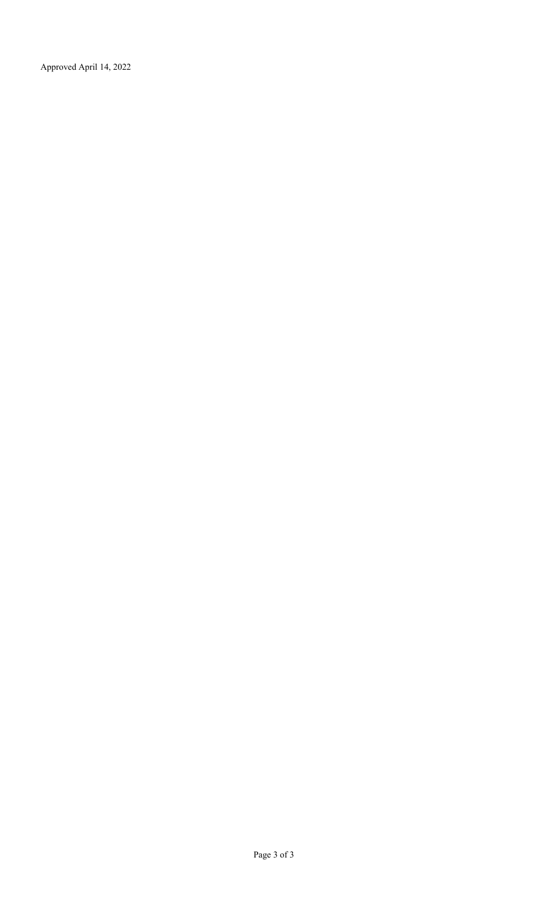Approved April 14, 2022